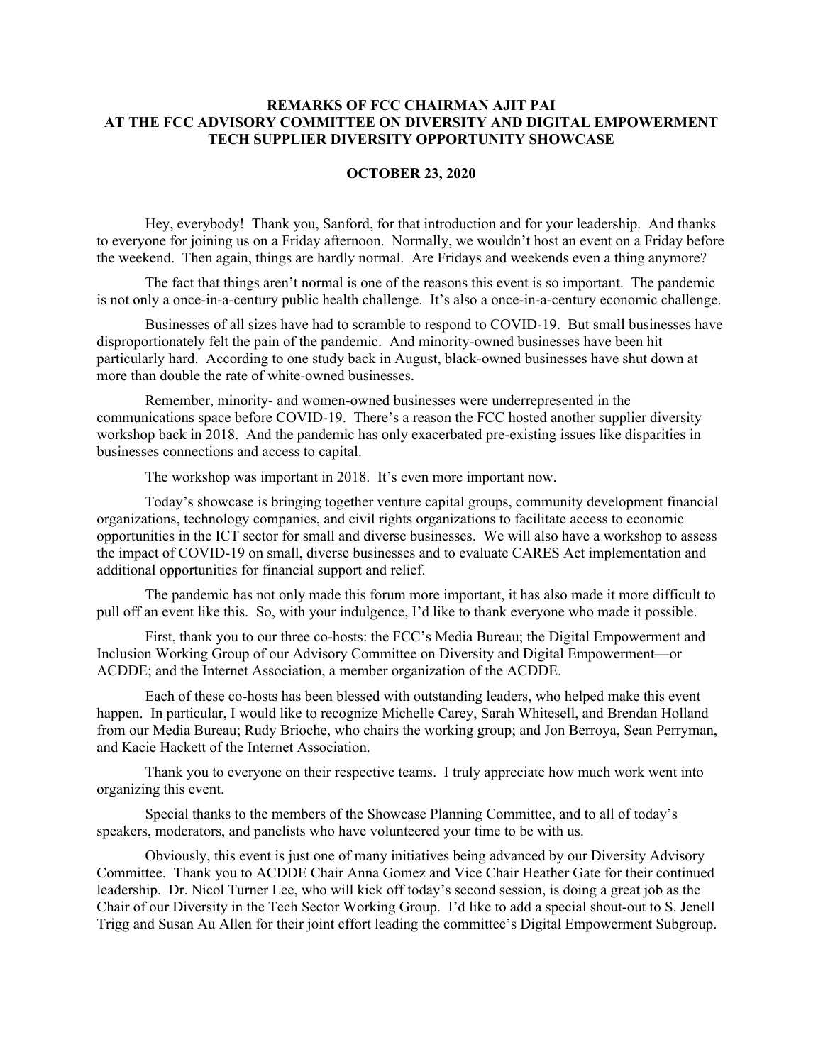**REMARKS OF FCC CHAIRMAN AJIT PAI**
**AT THE FCC ADVISORY COMMITTEE ON DIVERSITY AND DIGITAL EMPOWERMENT**
**TECH SUPPLIER DIVERSITY OPPORTUNITY SHOWCASE**

**OCTOBER 23, 2020**

Hey, everybody! Thank you, Sanford, for that introduction and for your leadership. And thanks to everyone for joining us on a Friday afternoon. Normally, we wouldn't host an event on a Friday before the weekend. Then again, things are hardly normal. Are Fridays and weekends even a thing anymore?

The fact that things aren't normal is one of the reasons this event is so important. The pandemic is not only a once-in-a-century public health challenge. It's also a once-in-a-century economic challenge.

Businesses of all sizes have had to scramble to respond to COVID-19. But small businesses have disproportionately felt the pain of the pandemic. And minority-owned businesses have been hit particularly hard. According to one study back in August, black-owned businesses have shut down at more than double the rate of white-owned businesses.

Remember, minority- and women-owned businesses were underrepresented in the communications space before COVID-19. There's a reason the FCC hosted another supplier diversity workshop back in 2018. And the pandemic has only exacerbated pre-existing issues like disparities in businesses connections and access to capital.

The workshop was important in 2018. It's even more important now.

Today's showcase is bringing together venture capital groups, community development financial organizations, technology companies, and civil rights organizations to facilitate access to economic opportunities in the ICT sector for small and diverse businesses. We will also have a workshop to assess the impact of COVID-19 on small, diverse businesses and to evaluate CARES Act implementation and additional opportunities for financial support and relief.

The pandemic has not only made this forum more important, it has also made it more difficult to pull off an event like this. So, with your indulgence, I'd like to thank everyone who made it possible.

First, thank you to our three co-hosts: the FCC's Media Bureau; the Digital Empowerment and Inclusion Working Group of our Advisory Committee on Diversity and Digital Empowerment—or ACDDE; and the Internet Association, a member organization of the ACDDE.

Each of these co-hosts has been blessed with outstanding leaders, who helped make this event happen. In particular, I would like to recognize Michelle Carey, Sarah Whitesell, and Brendan Holland from our Media Bureau; Rudy Brioche, who chairs the working group; and Jon Berroya, Sean Perryman, and Kacie Hackett of the Internet Association.

Thank you to everyone on their respective teams. I truly appreciate how much work went into organizing this event.

Special thanks to the members of the Showcase Planning Committee, and to all of today's speakers, moderators, and panelists who have volunteered your time to be with us.

Obviously, this event is just one of many initiatives being advanced by our Diversity Advisory Committee. Thank you to ACDDE Chair Anna Gomez and Vice Chair Heather Gate for their continued leadership. Dr. Nicol Turner Lee, who will kick off today's second session, is doing a great job as the Chair of our Diversity in the Tech Sector Working Group. I'd like to add a special shout-out to S. Jenell Trigg and Susan Au Allen for their joint effort leading the committee's Digital Empowerment Subgroup.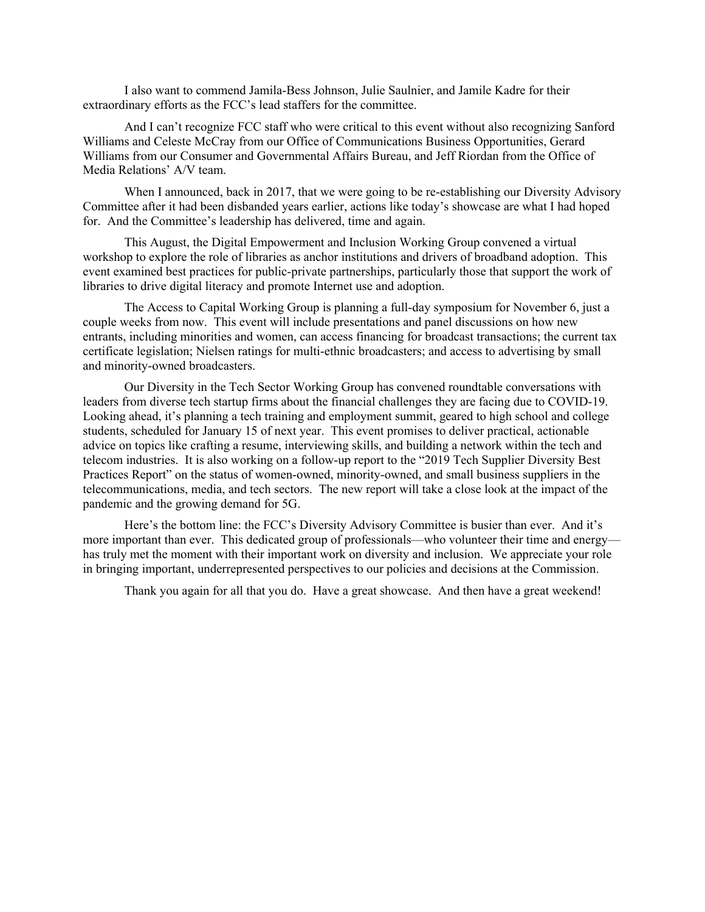I also want to commend Jamila-Bess Johnson, Julie Saulnier, and Jamile Kadre for their extraordinary efforts as the FCC's lead staffers for the committee.

And I can't recognize FCC staff who were critical to this event without also recognizing Sanford Williams and Celeste McCray from our Office of Communications Business Opportunities, Gerard Williams from our Consumer and Governmental Affairs Bureau, and Jeff Riordan from the Office of Media Relations' A/V team.

When I announced, back in 2017, that we were going to be re-establishing our Diversity Advisory Committee after it had been disbanded years earlier, actions like today's showcase are what I had hoped for. And the Committee's leadership has delivered, time and again.

This August, the Digital Empowerment and Inclusion Working Group convened a virtual workshop to explore the role of libraries as anchor institutions and drivers of broadband adoption. This event examined best practices for public-private partnerships, particularly those that support the work of libraries to drive digital literacy and promote Internet use and adoption.

The Access to Capital Working Group is planning a full-day symposium for November 6, just a couple weeks from now. This event will include presentations and panel discussions on how new entrants, including minorities and women, can access financing for broadcast transactions; the current tax certificate legislation; Nielsen ratings for multi-ethnic broadcasters; and access to advertising by small and minority-owned broadcasters.

Our Diversity in the Tech Sector Working Group has convened roundtable conversations with leaders from diverse tech startup firms about the financial challenges they are facing due to COVID-19. Looking ahead, it's planning a tech training and employment summit, geared to high school and college students, scheduled for January 15 of next year. This event promises to deliver practical, actionable advice on topics like crafting a resume, interviewing skills, and building a network within the tech and telecom industries. It is also working on a follow-up report to the "2019 Tech Supplier Diversity Best Practices Report" on the status of women-owned, minority-owned, and small business suppliers in the telecommunications, media, and tech sectors. The new report will take a close look at the impact of the pandemic and the growing demand for 5G.

Here's the bottom line: the FCC's Diversity Advisory Committee is busier than ever. And it's more important than ever. This dedicated group of professionals—who volunteer their time and energy—has truly met the moment with their important work on diversity and inclusion. We appreciate your role in bringing important, underrepresented perspectives to our policies and decisions at the Commission.

Thank you again for all that you do. Have a great showcase. And then have a great weekend!